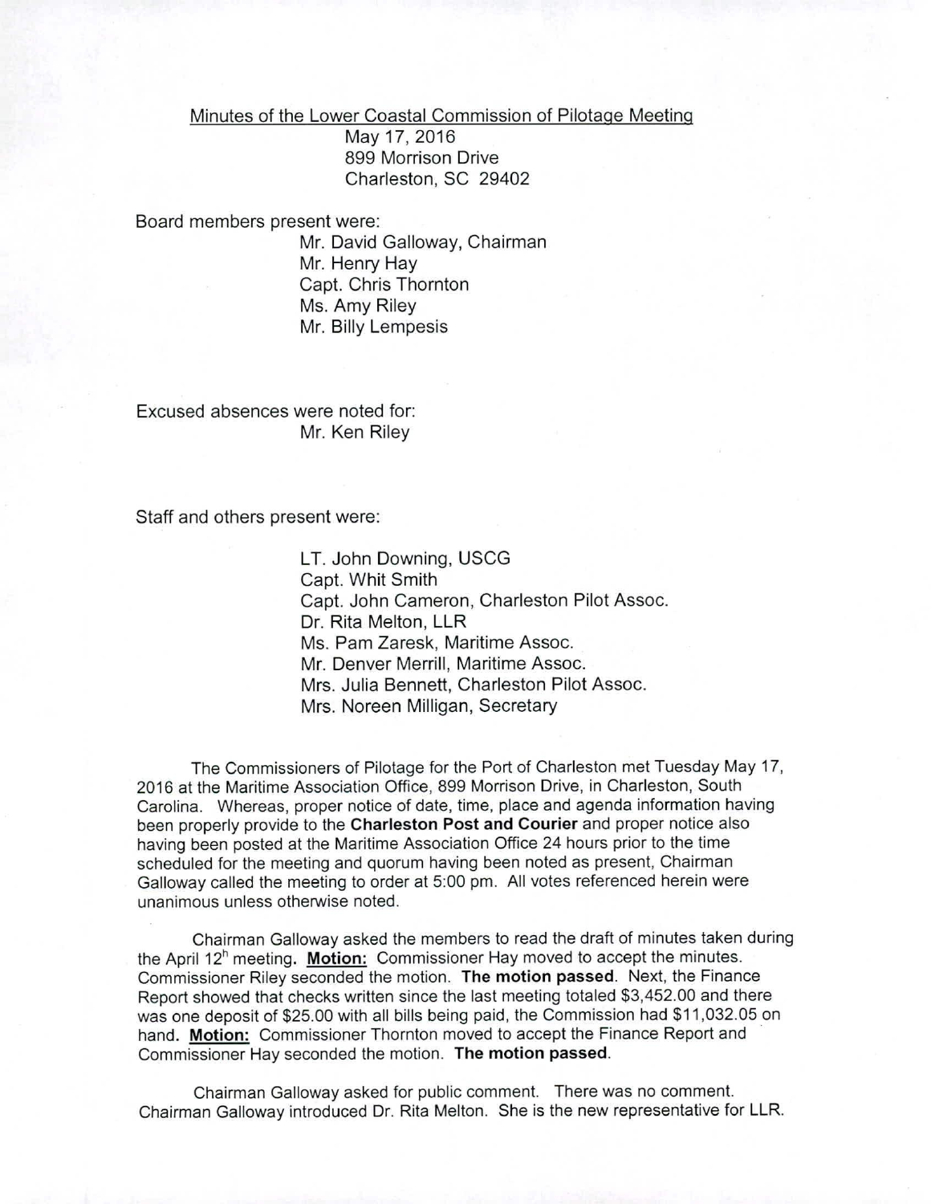Minutes of the Lower Coastal Commission of Pilotage Meeting
May 17, 2016
899 Morrison Drive
Charleston, SC 29402

Board members present were:

Mr. David Galloway, Chairman
Mr. Henry Hay
Capt. Chris Thornton
Ms. Amy Riley
Mr. Billy Lempesis

Excused absences were noted for:

Mr. Ken Riley

Staff and others present were:

LT. John Downing, USCG
Capt. Whit Smith
Capt. John Cameron, Charleston Pilot Assoc.
Dr. Rita Melton, LLR
Ms. Pam Zaresk, Maritime Assoc.
Mr. Denver Merrill, Maritime Assoc.
Mrs. Julia Bennett, Charleston Pilot Assoc.
Mrs. Noreen Milligan, Secretary

The Commissioners of Pilotage for the Port of Charleston met Tuesday May 17, 2016 at the Maritime Association Office, 899 Morrison Drive, in Charleston, South Carolina. Whereas, proper notice of date, time, place and agenda information having been properly provide to the **Charleston Post and Courier** and proper notice also having been posted at the Maritime Association Office 24 hours prior to the time scheduled for the meeting and quorum having been noted as present, Chairman Galloway called the meeting to order at 5:00 pm. All votes referenced herein were unanimous unless otherwise noted.

Chairman Galloway asked the members to read the draft of minutes taken during the April 12h meeting. **Motion:** Commissioner Hay moved to accept the minutes. Commissioner Riley seconded the motion. **The motion passed**. Next, the Finance Report showed that checks written since the last meeting totaled $3,452.00 and there was one deposit of $25.00 with all bills being paid, the Commission had $11,032.05 on hand. **Motion:** Commissioner Thornton moved to accept the Finance Report and Commissioner Hay seconded the motion. **The motion passed**.

Chairman Galloway asked for public comment. There was no comment. Chairman Galloway introduced Dr. Rita Melton. She is the new representative for LLR.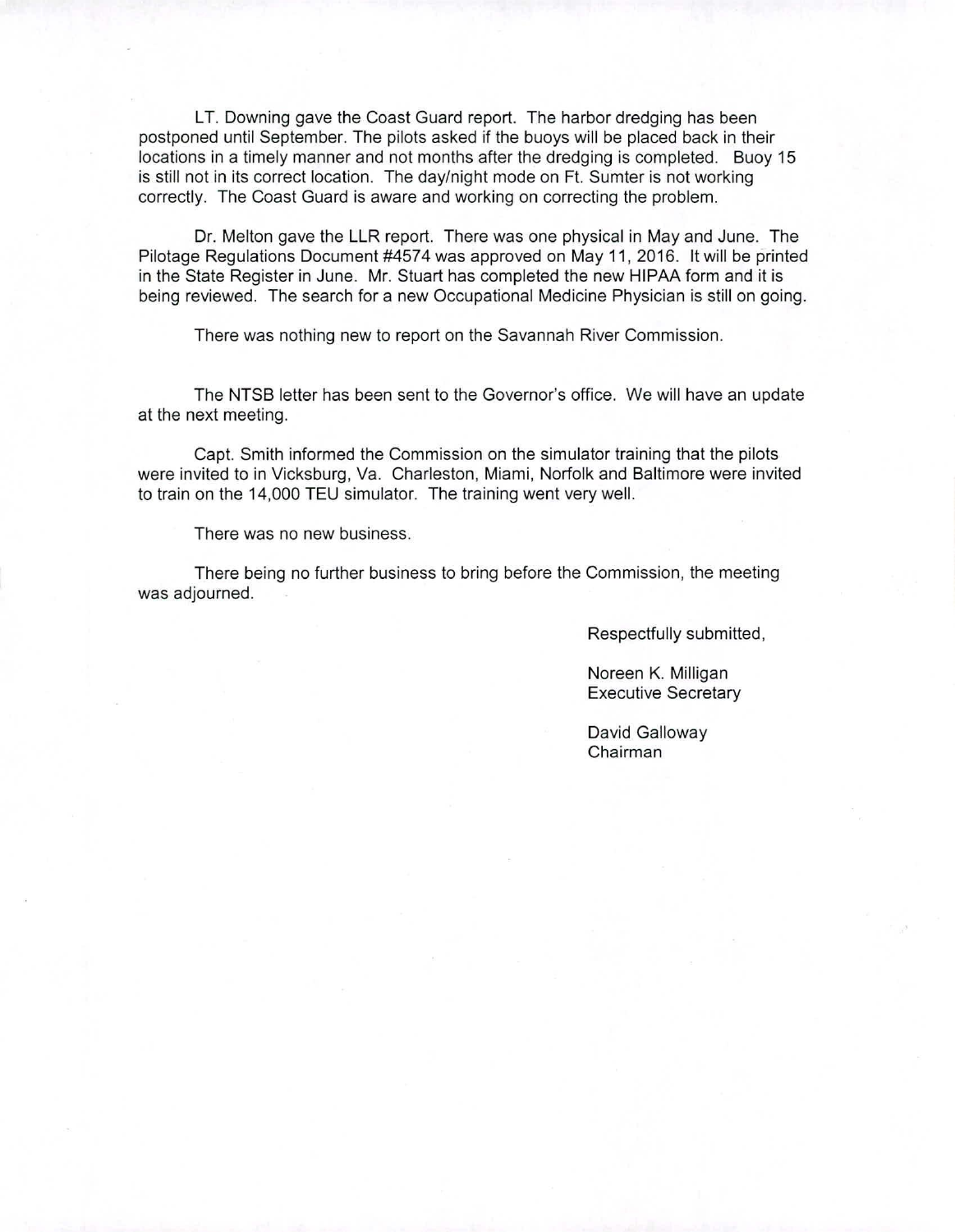LT. Downing gave the Coast Guard report. The harbor dredging has been postponed until September. The pilots asked if the buoys will be placed back in their locations in a timely manner and not months after the dredging is completed. Buoy 15 is still not in its correct location. The day/night mode on Ft. Sumter is not working correctly. The Coast Guard is aware and working on correcting the problem.

Dr. Melton gave the LLR report. There was one physical in May and June. The Pilotage Regulations Document #4574 was approved on May 11, 2016. It will be printed in the State Register in June. Mr. Stuart has completed the new HIPAA form and it is being reviewed. The search for a new Occupational Medicine Physician is still on going.

There was nothing new to report on the Savannah River Commission.

The NTSB letter has been sent to the Governor's office. We will have an update at the next meeting.

Capt. Smith informed the Commission on the simulator training that the pilots were invited to in Vicksburg, Va. Charleston, Miami, Norfolk and Baltimore were invited to train on the 14,000 TEU simulator. The training went very well.

There was no new business.

There being no further business to bring before the Commission, the meeting was adjourned.

Respectfully submitted,

Noreen K. Milligan
Executive Secretary

David Galloway
Chairman